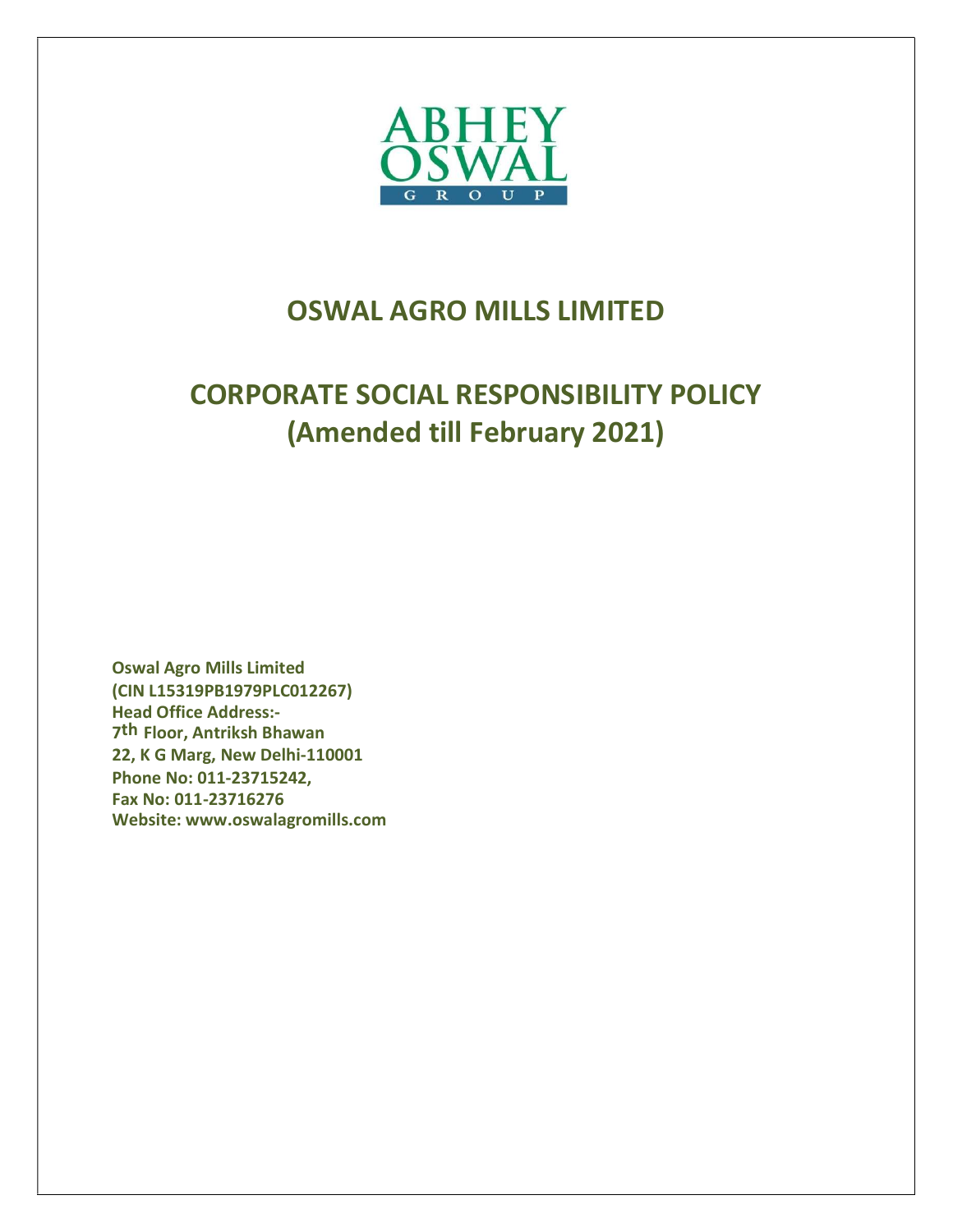ABHEY OSWAL GROUP

# OSWAL AGRO MILLS LIMITED

# CORPORATE SOCIAL RESPONSIBILITY POLICY (Amended till February 2021)

**Oswal Agro Mills Limited**
**(CIN L15319PB1979PLC012267)**
**Head Office Address:-**
**7th Floor, Antriksh Bhawan**
**22, K G Marg, New Delhi-110001**
**Phone No: 011-23715242,**
**Fax No: 011-23716276**
**Website: www.oswalagromills.com**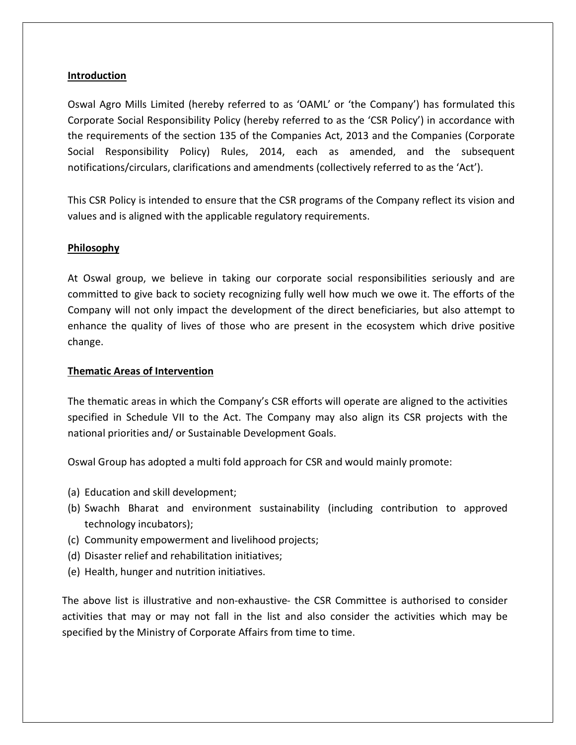## Introduction

Oswal Agro Mills Limited (hereby referred to as 'OAML' or 'the Company') has formulated this Corporate Social Responsibility Policy (hereby referred to as the 'CSR Policy') in accordance with the requirements of the section 135 of the Companies Act, 2013 and the Companies (Corporate Social Responsibility Policy) Rules, 2014, each as amended, and the subsequent notifications/circulars, clarifications and amendments (collectively referred to as the 'Act').

This CSR Policy is intended to ensure that the CSR programs of the Company reflect its vision and values and is aligned with the applicable regulatory requirements.

## Philosophy

At Oswal group, we believe in taking our corporate social responsibilities seriously and are committed to give back to society recognizing fully well how much we owe it. The efforts of the Company will not only impact the development of the direct beneficiaries, but also attempt to enhance the quality of lives of those who are present in the ecosystem which drive positive change.

## Thematic Areas of Intervention

The thematic areas in which the Company's CSR efforts will operate are aligned to the activities specified in Schedule VII to the Act. The Company may also align its CSR projects with the national priorities and/ or Sustainable Development Goals.

Oswal Group has adopted a multi fold approach for CSR and would mainly promote:

(a) Education and skill development;
(b) Swachh Bharat and environment sustainability (including contribution to approved technology incubators);
(c) Community empowerment and livelihood projects;
(d) Disaster relief and rehabilitation initiatives;
(e) Health, hunger and nutrition initiatives.

The above list is illustrative and non-exhaustive- the CSR Committee is authorised to consider activities that may or may not fall in the list and also consider the activities which may be specified by the Ministry of Corporate Affairs from time to time.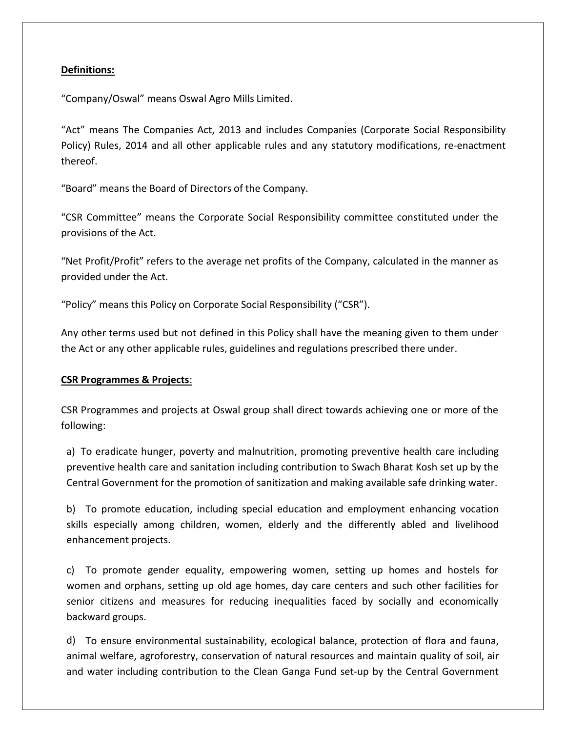**Definitions:**

"Company/Oswal" means Oswal Agro Mills Limited.

"Act" means The Companies Act, 2013 and includes Companies (Corporate Social Responsibility Policy) Rules, 2014 and all other applicable rules and any statutory modifications, re-enactment thereof.

"Board" means the Board of Directors of the Company.

"CSR Committee" means the Corporate Social Responsibility committee constituted under the provisions of the Act.

"Net Profit/Profit" refers to the average net profits of the Company, calculated in the manner as provided under the Act.

"Policy" means this Policy on Corporate Social Responsibility ("CSR").

Any other terms used but not defined in this Policy shall have the meaning given to them under the Act or any other applicable rules, guidelines and regulations prescribed there under.

**CSR Programmes & Projects**:

CSR Programmes and projects at Oswal group shall direct towards achieving one or more of the following:

a) To eradicate hunger, poverty and malnutrition, promoting preventive health care including preventive health care and sanitation including contribution to Swach Bharat Kosh set up by the Central Government for the promotion of sanitization and making available safe drinking water.

b) To promote education, including special education and employment enhancing vocation skills especially among children, women, elderly and the differently abled and livelihood enhancement projects.

c) To promote gender equality, empowering women, setting up homes and hostels for women and orphans, setting up old age homes, day care centers and such other facilities for senior citizens and measures for reducing inequalities faced by socially and economically backward groups.

d) To ensure environmental sustainability, ecological balance, protection of flora and fauna, animal welfare, agroforestry, conservation of natural resources and maintain quality of soil, air and water including contribution to the Clean Ganga Fund set-up by the Central Government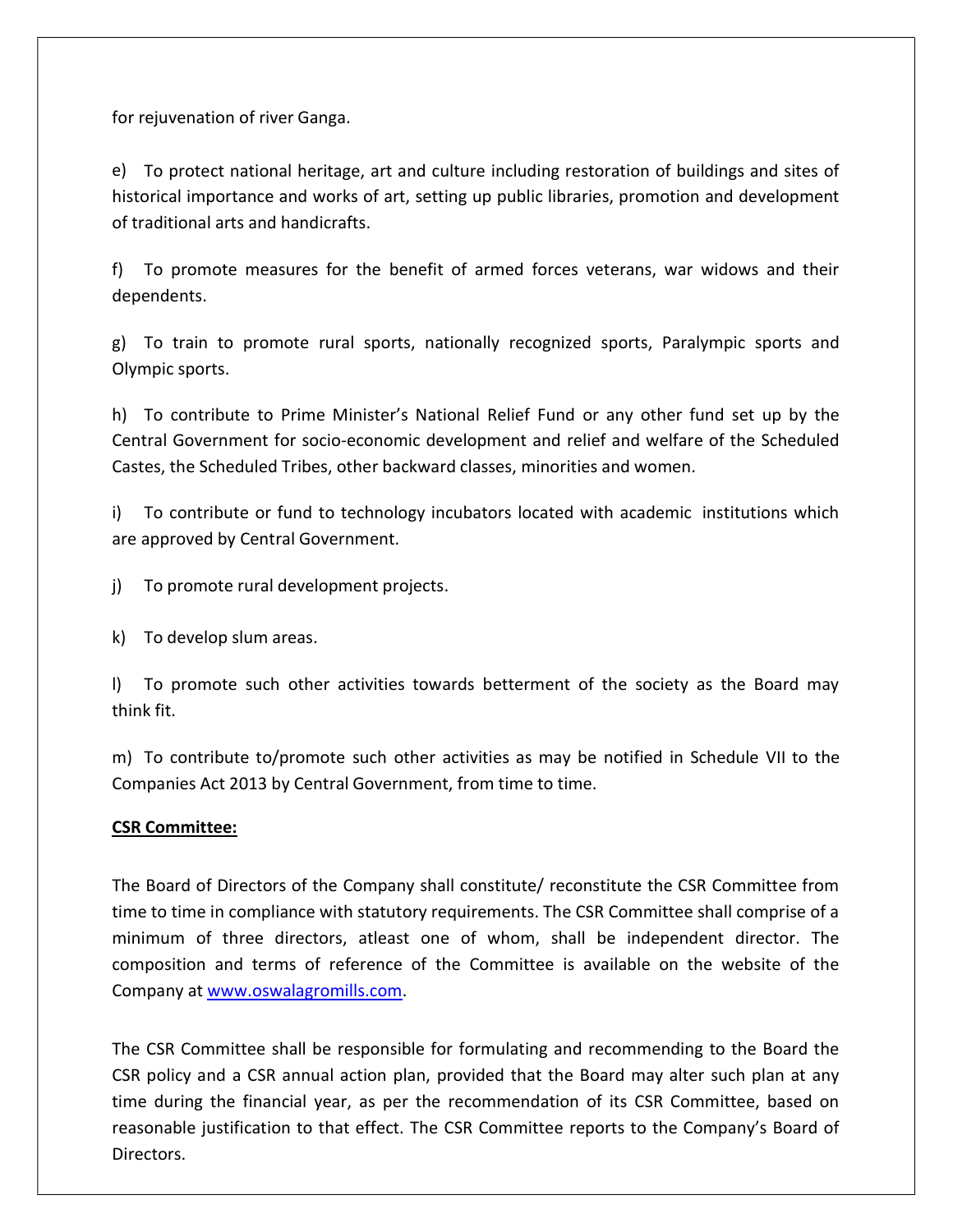for rejuvenation of river Ganga.

e) To protect national heritage, art and culture including restoration of buildings and sites of historical importance and works of art, setting up public libraries, promotion and development of traditional arts and handicrafts.

f) To promote measures for the benefit of armed forces veterans, war widows and their dependents.

g) To train to promote rural sports, nationally recognized sports, Paralympic sports and Olympic sports.

h) To contribute to Prime Minister's National Relief Fund or any other fund set up by the Central Government for socio-economic development and relief and welfare of the Scheduled Castes, the Scheduled Tribes, other backward classes, minorities and women.

i) To contribute or fund to technology incubators located with academic institutions which are approved by Central Government.

j) To promote rural development projects.

k) To develop slum areas.

l) To promote such other activities towards betterment of the society as the Board may think fit.

m) To contribute to/promote such other activities as may be notified in Schedule VII to the Companies Act 2013 by Central Government, from time to time.

**CSR Committee:**

The Board of Directors of the Company shall constitute/ reconstitute the CSR Committee from time to time in compliance with statutory requirements. The CSR Committee shall comprise of a minimum of three directors, atleast one of whom, shall be independent director. The composition and terms of reference of the Committee is available on the website of the Company at [www.oswalagromills.com](http://www.oswalagromills.com).

The CSR Committee shall be responsible for formulating and recommending to the Board the CSR policy and a CSR annual action plan, provided that the Board may alter such plan at any time during the financial year, as per the recommendation of its CSR Committee, based on reasonable justification to that effect. The CSR Committee reports to the Company's Board of Directors.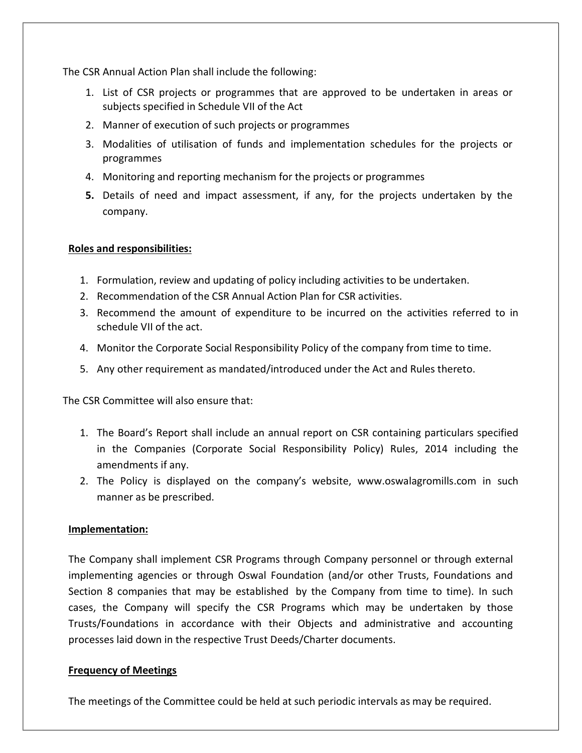The CSR Annual Action Plan shall include the following:

1. List of CSR projects or programmes that are approved to be undertaken in areas or subjects specified in Schedule VII of the Act
2. Manner of execution of such projects or programmes
3. Modalities of utilisation of funds and implementation schedules for the projects or programmes
4. Monitoring and reporting mechanism for the projects or programmes
5. Details of need and impact assessment, if any, for the projects undertaken by the company.

**Roles and responsibilities:**

1. Formulation, review and updating of policy including activities to be undertaken.
2. Recommendation of the CSR Annual Action Plan for CSR activities.
3. Recommend the amount of expenditure to be incurred on the activities referred to in schedule VII of the act.
4. Monitor the Corporate Social Responsibility Policy of the company from time to time.
5. Any other requirement as mandated/introduced under the Act and Rules thereto.

The CSR Committee will also ensure that:

1. The Board's Report shall include an annual report on CSR containing particulars specified in the Companies (Corporate Social Responsibility Policy) Rules, 2014 including the amendments if any.
2. The Policy is displayed on the company's website, www.oswalagromills.com in such manner as be prescribed.

**Implementation:**

The Company shall implement CSR Programs through Company personnel or through external implementing agencies or through Oswal Foundation (and/or other Trusts, Foundations and Section 8 companies that may be established by the Company from time to time). In such cases, the Company will specify the CSR Programs which may be undertaken by those Trusts/Foundations in accordance with their Objects and administrative and accounting processes laid down in the respective Trust Deeds/Charter documents.

**Frequency of Meetings**

The meetings of the Committee could be held at such periodic intervals as may be required.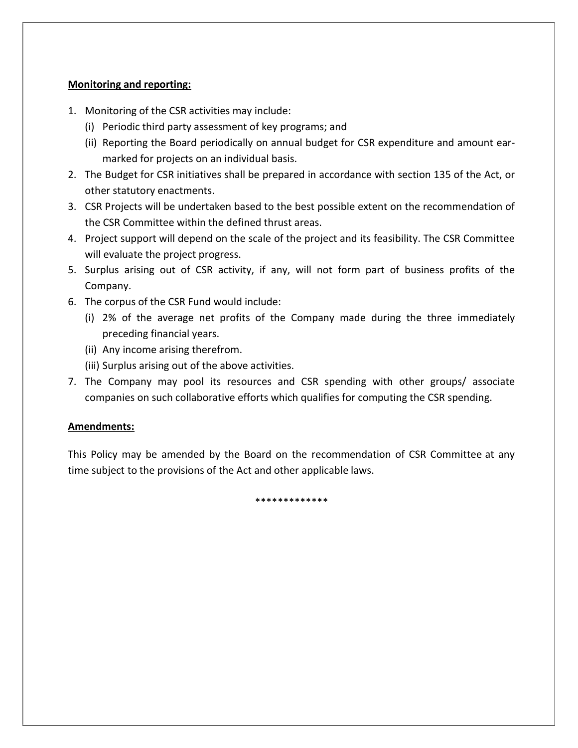**Monitoring and reporting:**

1. Monitoring of the CSR activities may include:
   (i) Periodic third party assessment of key programs; and
   (ii) Reporting the Board periodically on annual budget for CSR expenditure and amount ear-marked for projects on an individual basis.
2. The Budget for CSR initiatives shall be prepared in accordance with section 135 of the Act, or other statutory enactments.
3. CSR Projects will be undertaken based to the best possible extent on the recommendation of the CSR Committee within the defined thrust areas.
4. Project support will depend on the scale of the project and its feasibility. The CSR Committee will evaluate the project progress.
5. Surplus arising out of CSR activity, if any, will not form part of business profits of the Company.
6. The corpus of the CSR Fund would include:
   (i) 2% of the average net profits of the Company made during the three immediately preceding financial years.
   (ii) Any income arising therefrom.
   (iii) Surplus arising out of the above activities.
7. The Company may pool its resources and CSR spending with other groups/ associate companies on such collaborative efforts which qualifies for computing the CSR spending.

**Amendments:**

This Policy may be amended by the Board on the recommendation of CSR Committee at any time subject to the provisions of the Act and other applicable laws.

*************